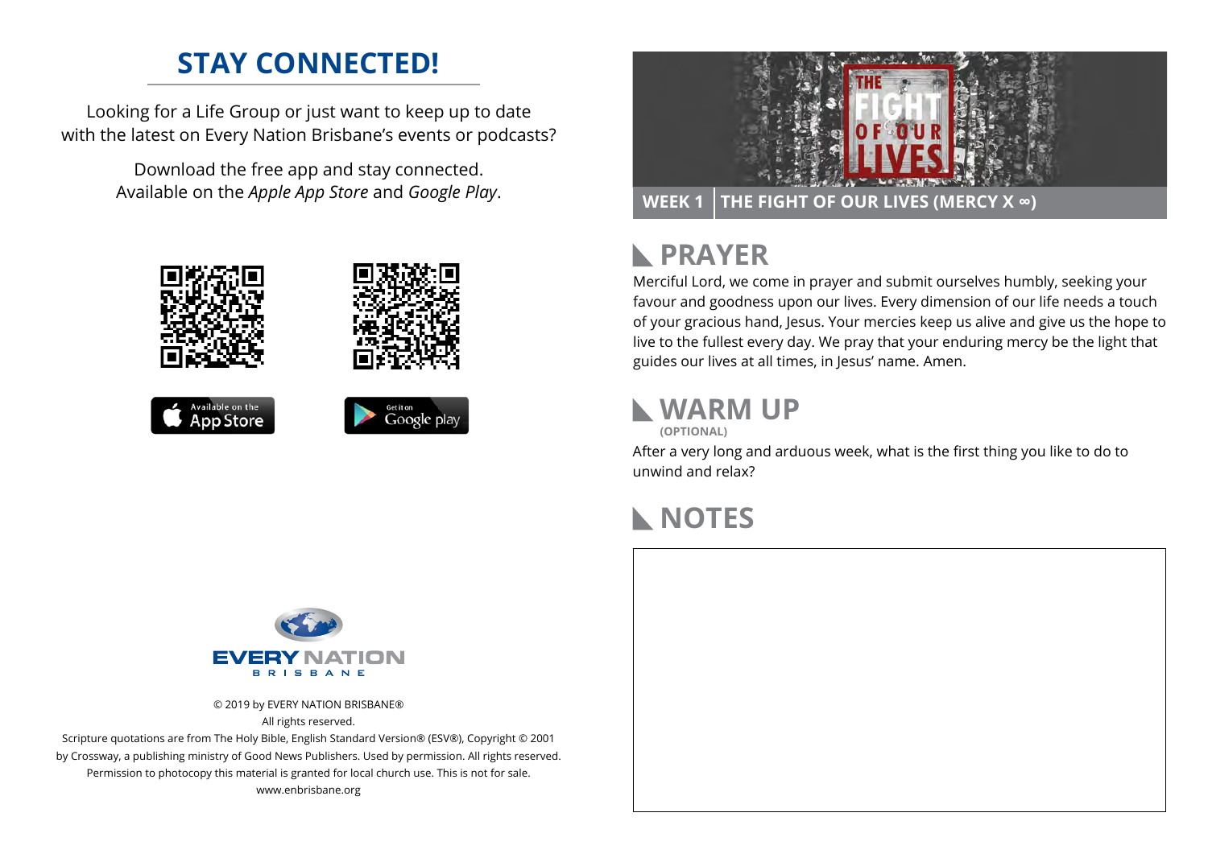## STAY CONNECTED!

Looking for a Life Group or just want to keep up to date with the latest on Every Nation Brisbane's events or podcasts?

Download the free app and stay connected. Available on the *Apple App Store* and *Google Play*.

Available on the App Store

Get it on Google play

EVERY NATION BRISBANE

© 2019 by EVERY NATION BRISBANE®
All rights reserved.
Scripture quotations are from The Holy Bible, English Standard Version® (ESV®), Copyright © 2001 by Crossway, a publishing ministry of Good News Publishers. Used by permission. All rights reserved.
Permission to photocopy this material is granted for local church use. This is not for sale.
www.enbrisbane.org

THE FIGHT OF OUR LIVES

**WEEK 1 | THE FIGHT OF OUR LIVES (MERCY X ∞)**

## PRAYER

Merciful Lord, we come in prayer and submit ourselves humbly, seeking your favour and goodness upon our lives. Every dimension of our life needs a touch of your gracious hand, Jesus. Your mercies keep us alive and give us the hope to live to the fullest every day. We pray that your enduring mercy be the light that guides our lives at all times, in Jesus' name. Amen.

## WARM UP

**(OPTIONAL)**

After a very long and arduous week, what is the first thing you like to do to unwind and relax?

## NOTES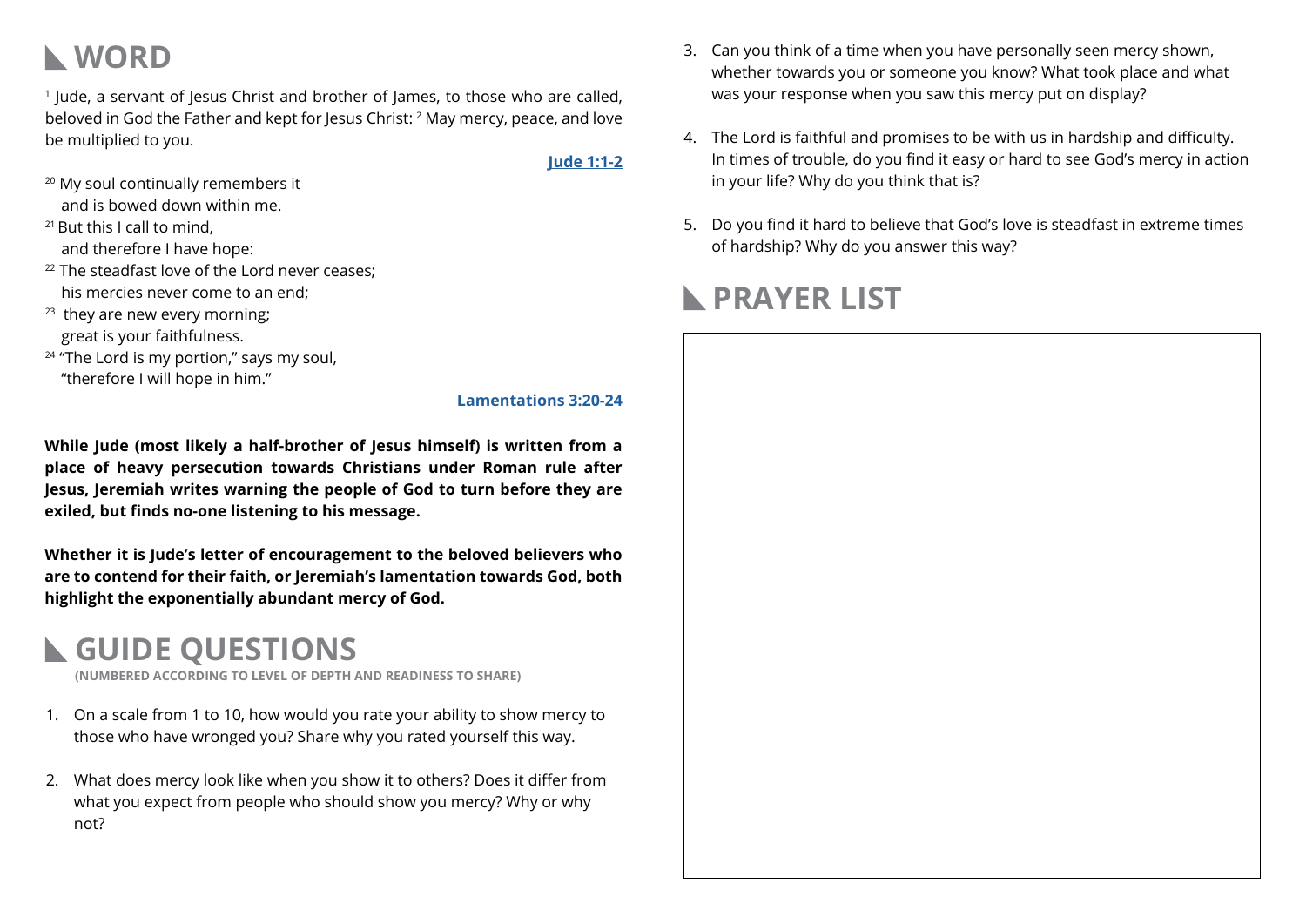## WORD

[1] Jude, a servant of Jesus Christ and brother of James, to those who are called, beloved in God the Father and kept for Jesus Christ: [2] May mercy, peace, and love be multiplied to you.

**Jude 1:1-2**

[20] My soul continually remembers it
and is bowed down within me.
[21] But this I call to mind,
and therefore I have hope:
[22] The steadfast love of the Lord never ceases;
his mercies never come to an end;
[23] they are new every morning;
great is your faithfulness.
[24] "The Lord is my portion," says my soul,
"therefore I will hope in him."

**Lamentations 3:20-24**

**While Jude (most likely a half-brother of Jesus himself) is written from a place of heavy persecution towards Christians under Roman rule after Jesus, Jeremiah writes warning the people of God to turn before they are exiled, but finds no-one listening to his message.**

**Whether it is Jude's letter of encouragement to the beloved believers who are to contend for their faith, or Jeremiah's lamentation towards God, both highlight the exponentially abundant mercy of God.**

## GUIDE QUESTIONS

**(NUMBERED ACCORDING TO LEVEL OF DEPTH AND READINESS TO SHARE)**

1. On a scale from 1 to 10, how would you rate your ability to show mercy to those who have wronged you? Share why you rated yourself this way.

2. What does mercy look like when you show it to others? Does it differ from what you expect from people who should show you mercy? Why or why not?

3. Can you think of a time when you have personally seen mercy shown, whether towards you or someone you know? What took place and what was your response when you saw this mercy put on display?

4. The Lord is faithful and promises to be with us in hardship and difficulty. In times of trouble, do you find it easy or hard to see God's mercy in action in your life? Why do you think that is?

5. Do you find it hard to believe that God's love is steadfast in extreme times of hardship? Why do you answer this way?

## PRAYER LIST